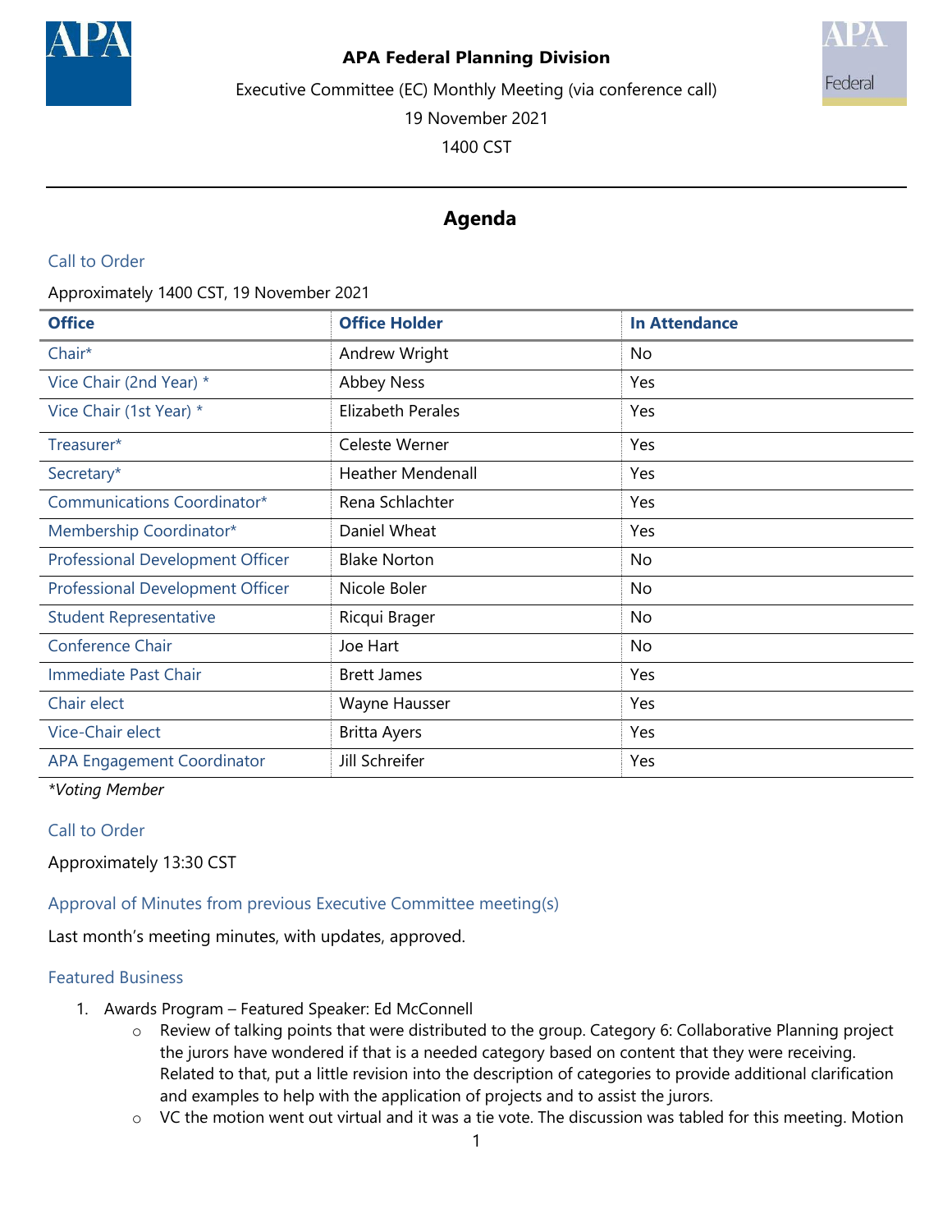**APA Federal Planning Division**

Executive Committee (EC) Monthly Meeting (via conference call)

19 November 2021

1400 CST

---

## Agenda

### Call to Order

Approximately 1400 CST, 19 November 2021

| Office | Office Holder | In Attendance |
|---|---|---|
| Chair* | Andrew Wright | No |
| Vice Chair (2nd Year) * | Abbey Ness | Yes |
| Vice Chair (1st Year) * | Elizabeth Perales | Yes |
| Treasurer* | Celeste Werner | Yes |
| Secretary* | Heather Mendenall | Yes |
| Communications Coordinator* | Rena Schlachter | Yes |
| Membership Coordinator* | Daniel Wheat | Yes |
| Professional Development Officer | Blake Norton | No |
| Professional Development Officer | Nicole Boler | No |
| Student Representative | Ricqui Brager | No |
| Conference Chair | Joe Hart | No |
| Immediate Past Chair | Brett James | Yes |
| Chair elect | Wayne Hausser | Yes |
| Vice-Chair elect | Britta Ayers | Yes |
| APA Engagement Coordinator | Jill Schreifer | Yes |

*\*Voting Member*

### Call to Order

Approximately 13:30 CST

### Approval of Minutes from previous Executive Committee meeting(s)

Last month's meeting minutes, with updates, approved.

### Featured Business

1. Awards Program – Featured Speaker: Ed McConnell
   - Review of talking points that were distributed to the group. Category 6: Collaborative Planning project the jurors have wondered if that is a needed category based on content that they were receiving. Related to that, put a little revision into the description of categories to provide additional clarification and examples to help with the application of projects and to assist the jurors.
   - VC the motion went out virtual and it was a tie vote. The discussion was tabled for this meeting. Motion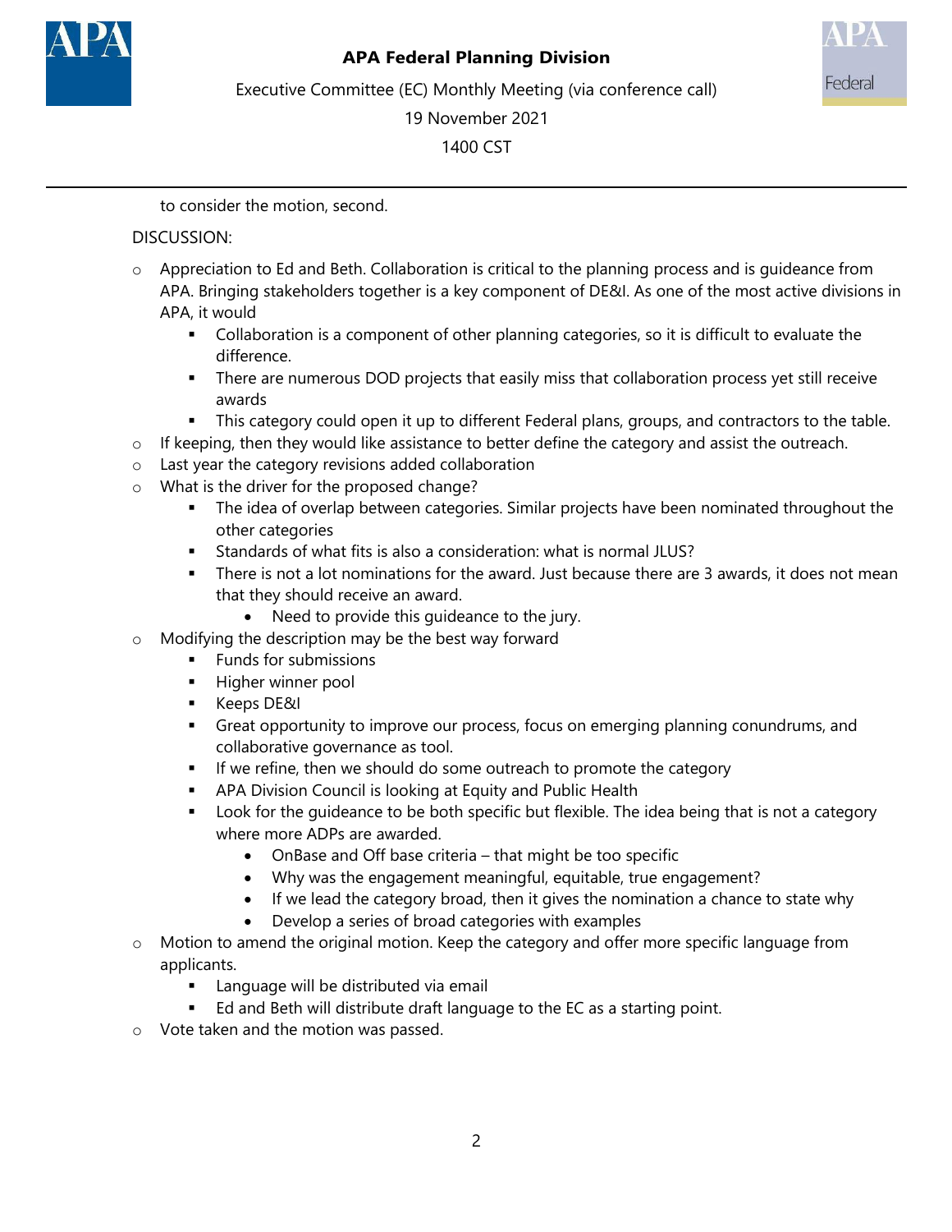to consider the motion, second.

DISCUSSION:

- Appreciation to Ed and Beth. Collaboration is critical to the planning process and is guideance from APA. Bringing stakeholders together is a key component of DE&I. As one of the most active divisions in APA, it would
  - Collaboration is a component of other planning categories, so it is difficult to evaluate the difference.
  - There are numerous DOD projects that easily miss that collaboration process yet still receive awards
  - This category could open it up to different Federal plans, groups, and contractors to the table.
- If keeping, then they would like assistance to better define the category and assist the outreach.
- Last year the category revisions added collaboration
- What is the driver for the proposed change?
  - The idea of overlap between categories. Similar projects have been nominated throughout the other categories
  - Standards of what fits is also a consideration: what is normal JLUS?
  - There is not a lot nominations for the award. Just because there are 3 awards, it does not mean that they should receive an award.
    - Need to provide this guideance to the jury.
- Modifying the description may be the best way forward
  - Funds for submissions
  - Higher winner pool
  - Keeps DE&I
  - Great opportunity to improve our process, focus on emerging planning conundrums, and collaborative governance as tool.
  - If we refine, then we should do some outreach to promote the category
  - APA Division Council is looking at Equity and Public Health
  - Look for the guideance to be both specific but flexible. The idea being that is not a category where more ADPs are awarded.
    - OnBase and Off base criteria – that might be too specific
    - Why was the engagement meaningful, equitable, true engagement?
    - If we lead the category broad, then it gives the nomination a chance to state why
    - Develop a series of broad categories with examples
- Motion to amend the original motion. Keep the category and offer more specific language from applicants.
  - Language will be distributed via email
  - Ed and Beth will distribute draft language to the EC as a starting point.
- Vote taken and the motion was passed.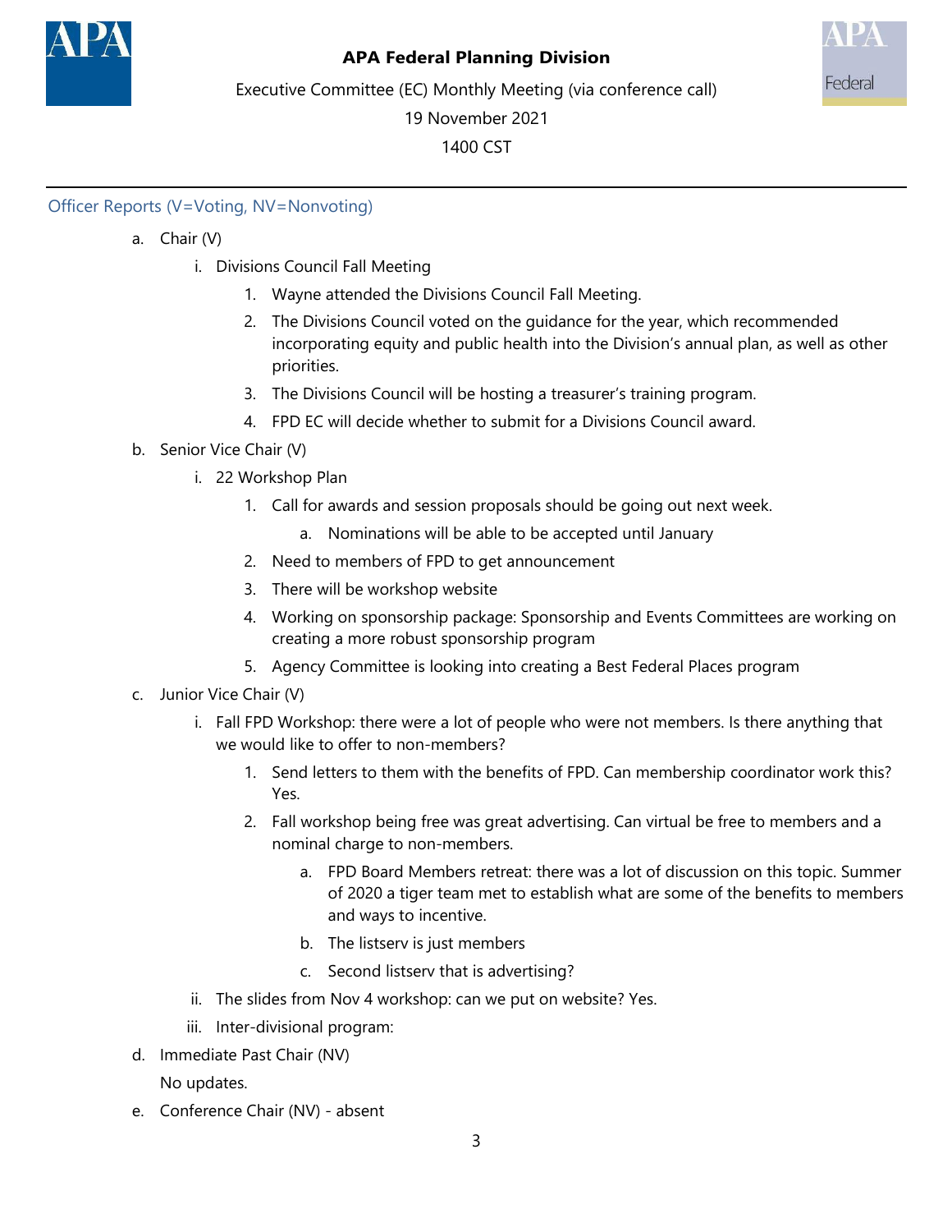**APA Federal Planning Division**

Executive Committee (EC) Monthly Meeting (via conference call)

19 November 2021

1400 CST

---

## Officer Reports (V=Voting, NV=Nonvoting)

a. Chair (V)
   - i. Divisions Council Fall Meeting
     1. Wayne attended the Divisions Council Fall Meeting.
     2. The Divisions Council voted on the guidance for the year, which recommended incorporating equity and public health into the Division's annual plan, as well as other priorities.
     3. The Divisions Council will be hosting a treasurer's training program.
     4. FPD EC will decide whether to submit for a Divisions Council award.

b. Senior Vice Chair (V)
   - i. 22 Workshop Plan
     1. Call for awards and session proposals should be going out next week.
        - a. Nominations will be able to be accepted until January
     2. Need to members of FPD to get announcement
     3. There will be workshop website
     4. Working on sponsorship package: Sponsorship and Events Committees are working on creating a more robust sponsorship program
     5. Agency Committee is looking into creating a Best Federal Places program

c. Junior Vice Chair (V)
   - i. Fall FPD Workshop: there were a lot of people who were not members. Is there anything that we would like to offer to non-members?
     1. Send letters to them with the benefits of FPD. Can membership coordinator work this? Yes.
     2. Fall workshop being free was great advertising. Can virtual be free to members and a nominal charge to non-members.
        - a. FPD Board Members retreat: there was a lot of discussion on this topic. Summer of 2020 a tiger team met to establish what are some of the benefits to members and ways to incentive.
        - b. The listserv is just members
        - c. Second listserv that is advertising?
   - ii. The slides from Nov 4 workshop: can we put on website? Yes.
   - iii. Inter-divisional program:

d. Immediate Past Chair (NV)

   No updates.

e. Conference Chair (NV) - absent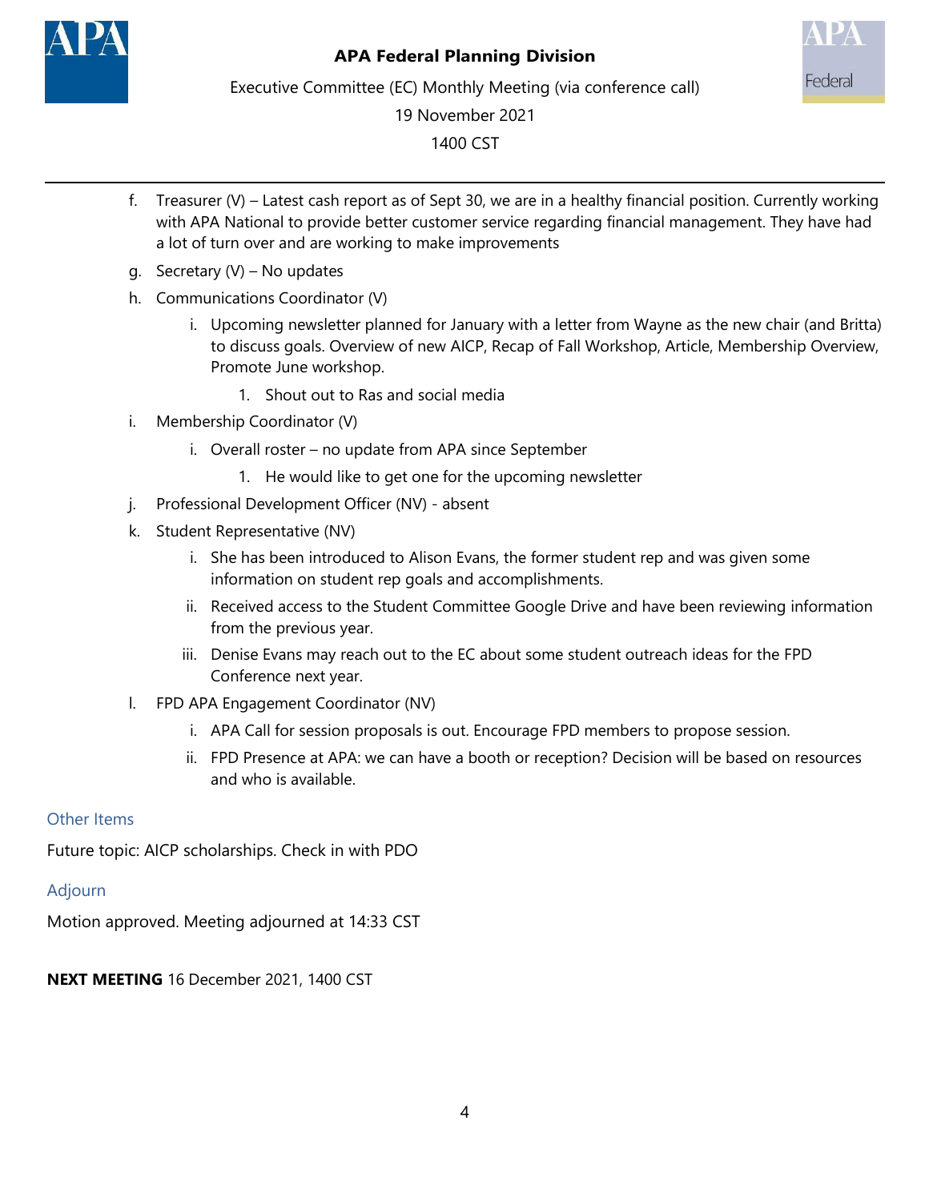f. Treasurer (V) – Latest cash report as of Sept 30, we are in a healthy financial position. Currently working with APA National to provide better customer service regarding financial management. They have had a lot of turn over and are working to make improvements

g. Secretary (V) – No updates

h. Communications Coordinator (V)

   i. Upcoming newsletter planned for January with a letter from Wayne as the new chair (and Britta) to discuss goals. Overview of new AICP, Recap of Fall Workshop, Article, Membership Overview, Promote June workshop.

      1. Shout out to Ras and social media

i. Membership Coordinator (V)

   i. Overall roster – no update from APA since September

      1. He would like to get one for the upcoming newsletter

j. Professional Development Officer (NV) - absent

k. Student Representative (NV)

   i. She has been introduced to Alison Evans, the former student rep and was given some information on student rep goals and accomplishments.

   ii. Received access to the Student Committee Google Drive and have been reviewing information from the previous year.

   iii. Denise Evans may reach out to the EC about some student outreach ideas for the FPD Conference next year.

l. FPD APA Engagement Coordinator (NV)

   i. APA Call for session proposals is out. Encourage FPD members to propose session.

   ii. FPD Presence at APA: we can have a booth or reception? Decision will be based on resources and who is available.

## Other Items

Future topic: AICP scholarships. Check in with PDO

## Adjourn

Motion approved. Meeting adjourned at 14:33 CST

**NEXT MEETING** 16 December 2021, 1400 CST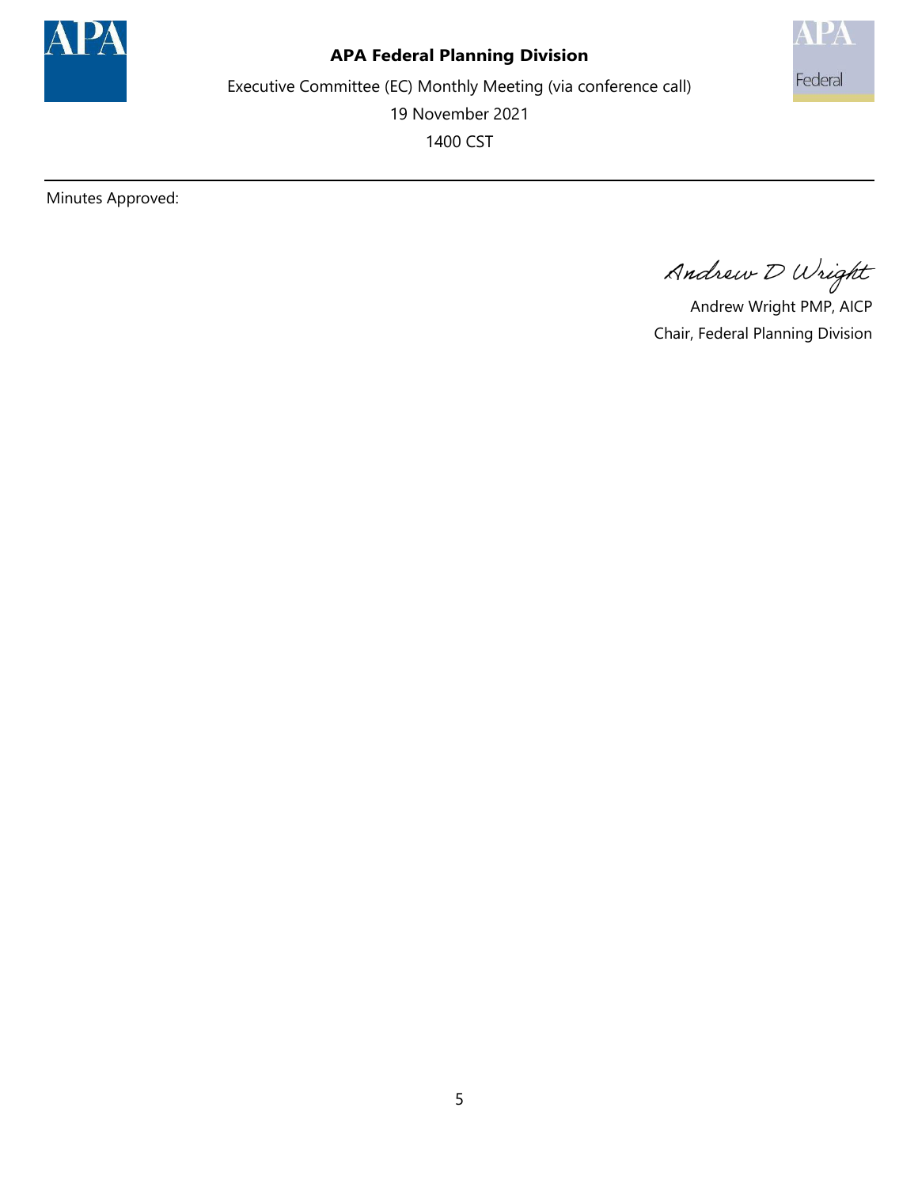**APA Federal Planning Division**

Executive Committee (EC) Monthly Meeting (via conference call)

19 November 2021

1400 CST

---

Minutes Approved:

*Andrew D Wright*

Andrew Wright PMP, AICP

Chair, Federal Planning Division